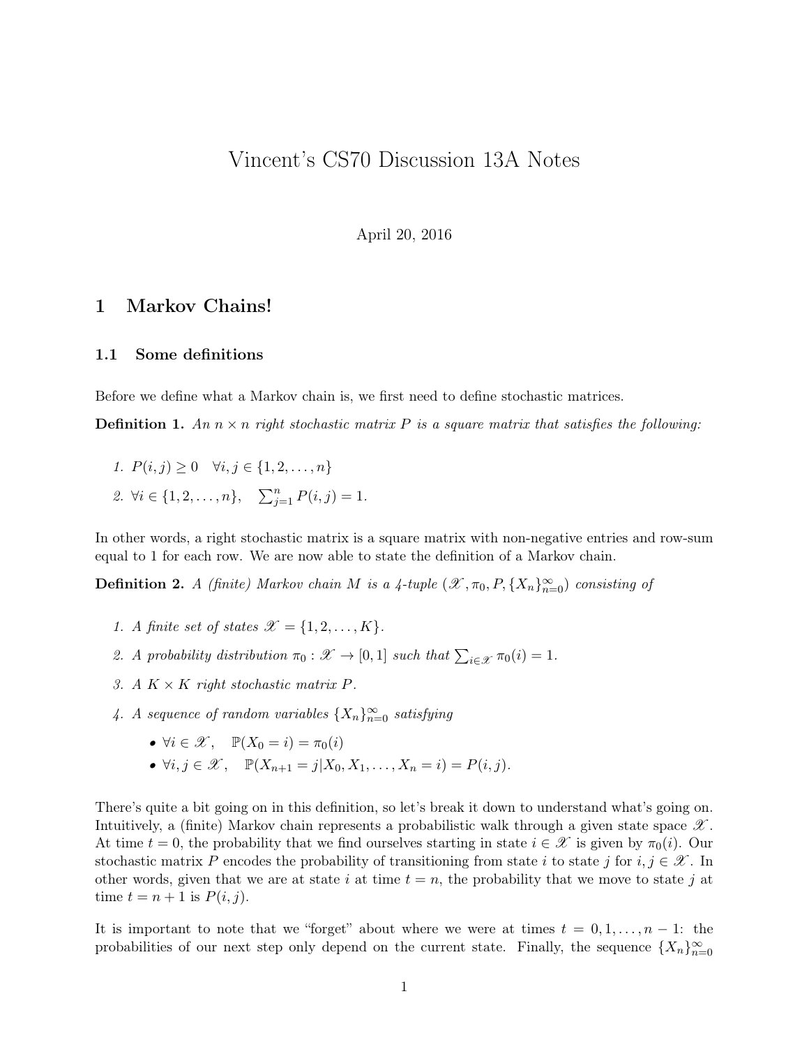# Vincent's CS70 Discussion 13A Notes

April 20, 2016

## 1 Markov Chains!

### 1.1 Some definitions

Before we define what a Markov chain is, we first need to define stochastic matrices.

**Definition 1.** *An $n \times n$ right stochastic matrix $P$ is a square matrix that satisfies the following:*

1. $P(i, j) \geq 0 \quad \forall i, j \in \{1, 2, \ldots, n\}$
2. $\forall i \in \{1, 2, \ldots, n\}, \quad \sum_{j=1}^{n} P(i, j) = 1.$

In other words, a right stochastic matrix is a square matrix with non-negative entries and row-sum equal to 1 for each row. We are now able to state the definition of a Markov chain.

**Definition 2.** *A (finite) Markov chain $M$ is a 4-tuple $(\mathscr{X}, \pi_0, P, \{X_n\}_{n=0}^{\infty})$ consisting of*

1. *A finite set of states $\mathscr{X} = \{1, 2, \ldots, K\}$.*
2. *A probability distribution $\pi_0 : \mathscr{X} \to [0, 1]$ such that $\sum_{i \in \mathscr{X}} \pi_0(i) = 1$.*
3. *A $K \times K$ right stochastic matrix $P$.*
4. *A sequence of random variables $\{X_n\}_{n=0}^{\infty}$ satisfying*
   - $\forall i \in \mathscr{X}, \quad \mathbb{P}(X_0 = i) = \pi_0(i)$
   - $\forall i, j \in \mathscr{X}, \quad \mathbb{P}(X_{n+1} = j | X_0, X_1, \ldots, X_n = i) = P(i, j).$

There's quite a bit going on in this definition, so let's break it down to understand what's going on. Intuitively, a (finite) Markov chain represents a probabilistic walk through a given state space $\mathscr{X}$. At time $t = 0$, the probability that we find ourselves starting in state $i \in \mathscr{X}$ is given by $\pi_0(i)$. Our stochastic matrix $P$ encodes the probability of transitioning from state $i$ to state $j$ for $i, j \in \mathscr{X}$. In other words, given that we are at state $i$ at time $t = n$, the probability that we move to state $j$ at time $t = n + 1$ is $P(i, j)$.

It is important to note that we "forget" about where we were at times $t = 0, 1, \ldots, n - 1$: the probabilities of our next step only depend on the current state. Finally, the sequence $\{X_n\}_{n=0}^{\infty}$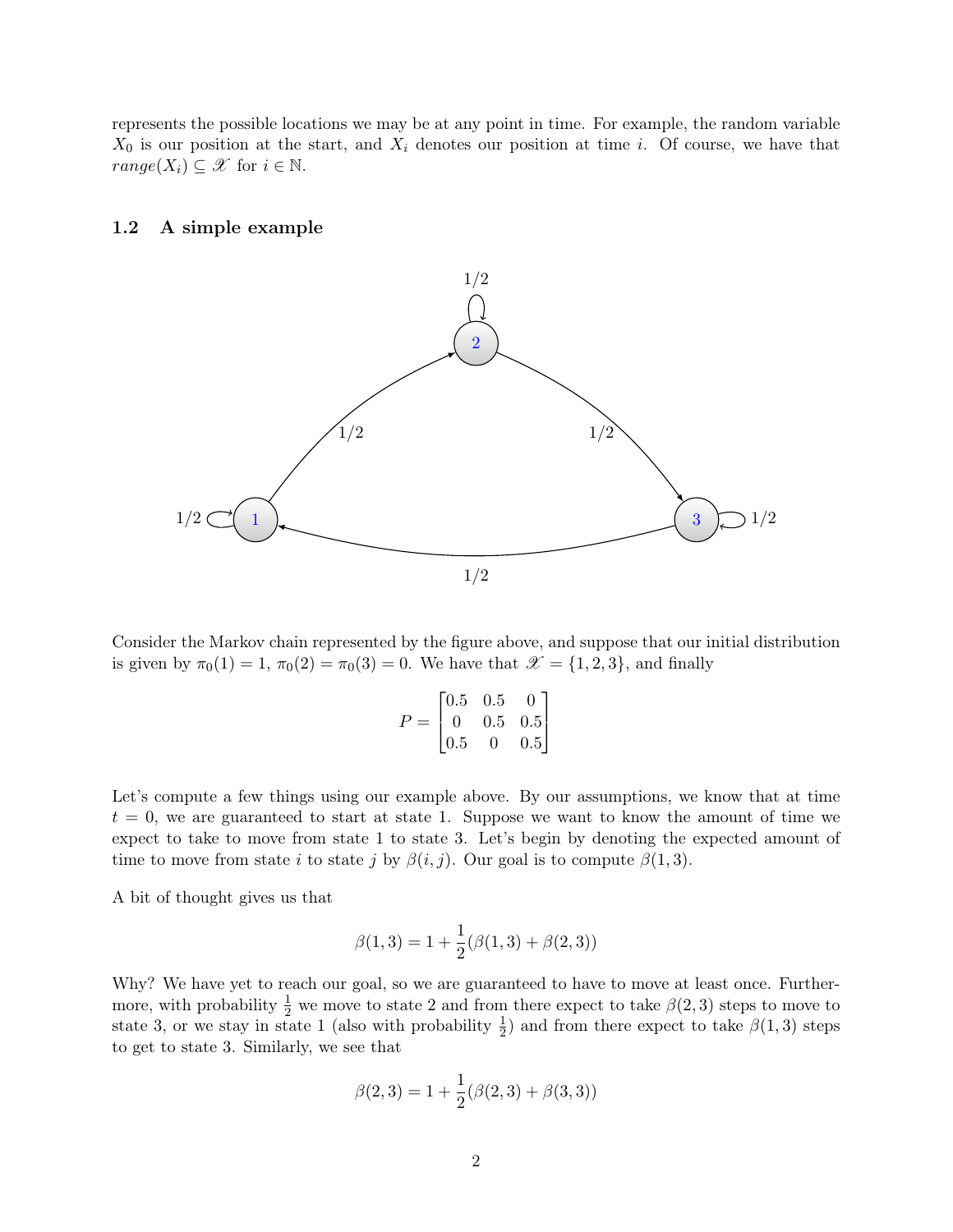represents the possible locations we may be at any point in time. For example, the random variable $X_0$ is our position at the start, and $X_i$ denotes our position at time $i$. Of course, we have that $range(X_i) \subseteq \mathscr{X}$ for $i \in \mathbb{N}$.

## 1.2 A simple example

Consider the Markov chain represented by the figure above, and suppose that our initial distribution is given by $\pi_0(1) = 1$, $\pi_0(2) = \pi_0(3) = 0$. We have that $\mathscr{X} = \{1, 2, 3\}$, and finally

$$P = \begin{bmatrix} 0.5 & 0.5 & 0 \\ 0 & 0.5 & 0.5 \\ 0.5 & 0 & 0.5 \end{bmatrix}$$

Let's compute a few things using our example above. By our assumptions, we know that at time $t = 0$, we are guaranteed to start at state 1. Suppose we want to know the amount of time we expect to take to move from state 1 to state 3. Let's begin by denoting the expected amount of time to move from state $i$ to state $j$ by $\beta(i, j)$. Our goal is to compute $\beta(1, 3)$.

A bit of thought gives us that

$$\beta(1, 3) = 1 + \frac{1}{2}(\beta(1, 3) + \beta(2, 3))$$

Why? We have yet to reach our goal, so we are guaranteed to have to move at least once. Furthermore, with probability $\frac{1}{2}$ we move to state 2 and from there expect to take $\beta(2, 3)$ steps to move to state 3, or we stay in state 1 (also with probability $\frac{1}{2}$) and from there expect to take $\beta(1, 3)$ steps to get to state 3. Similarly, we see that

$$\beta(2, 3) = 1 + \frac{1}{2}(\beta(2, 3) + \beta(3, 3))$$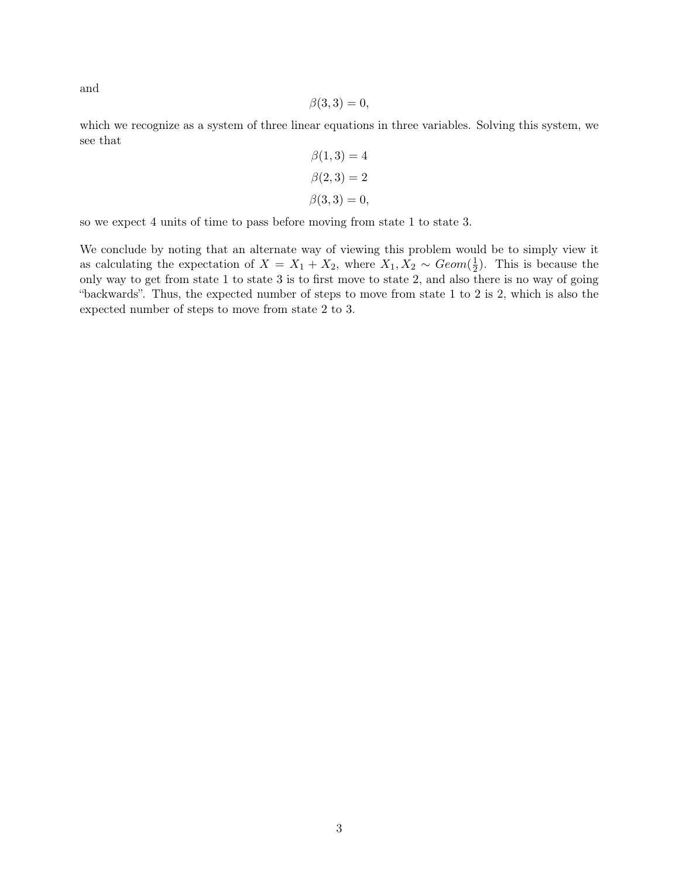and

$$\beta(3, 3) = 0,$$

which we recognize as a system of three linear equations in three variables. Solving this system, we see that

$$\beta(1, 3) = 4$$
$$\beta(2, 3) = 2$$
$$\beta(3, 3) = 0,$$

so we expect 4 units of time to pass before moving from state 1 to state 3.

We conclude by noting that an alternate way of viewing this problem would be to simply view it as calculating the expectation of $X = X_1 + X_2$, where $X_1, X_2 \sim Geom(\frac{1}{2})$. This is because the only way to get from state 1 to state 3 is to first move to state 2, and also there is no way of going "backwards". Thus, the expected number of steps to move from state 1 to 2 is 2, which is also the expected number of steps to move from state 2 to 3.